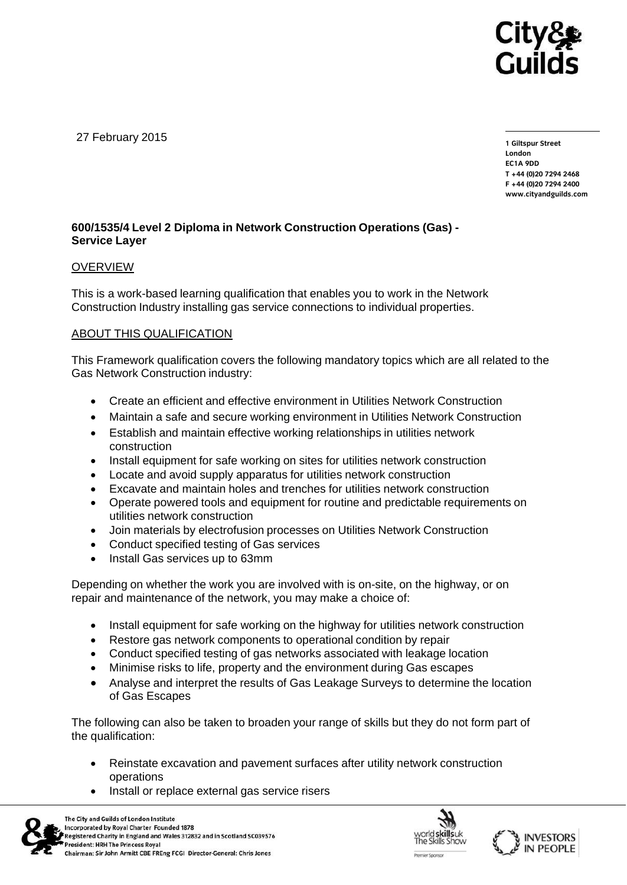27 February 2015

1 Giltspur Street
London
EC1A 9DD
T +44 (0)20 7294 2468
F +44 (0)20 7294 2400
www.cityandguilds.com

**600/1535/4 Level 2 Diploma in Network Construction Operations (Gas) - Service Layer**

OVERVIEW

This is a work-based learning qualification that enables you to work in the Network Construction Industry installing gas service connections to individual properties.

ABOUT THIS QUALIFICATION

This Framework qualification covers the following mandatory topics which are all related to the Gas Network Construction industry:

- Create an efficient and effective environment in Utilities Network Construction
- Maintain a safe and secure working environment in Utilities Network Construction
- Establish and maintain effective working relationships in utilities network construction
- Install equipment for safe working on sites for utilities network construction
- Locate and avoid supply apparatus for utilities network construction
- Excavate and maintain holes and trenches for utilities network construction
- Operate powered tools and equipment for routine and predictable requirements on utilities network construction
- Join materials by electrofusion processes on Utilities Network Construction
- Conduct specified testing of Gas services
- Install Gas services up to 63mm

Depending on whether the work you are involved with is on-site, on the highway, or on repair and maintenance of the network, you may make a choice of:

- Install equipment for safe working on the highway for utilities network construction
- Restore gas network components to operational condition by repair
- Conduct specified testing of gas networks associated with leakage location
- Minimise risks to life, property and the environment during Gas escapes
- Analyse and interpret the results of Gas Leakage Surveys to determine the location of Gas Escapes

The following can also be taken to broaden your range of skills but they do not form part of the qualification:

- Reinstate excavation and pavement surfaces after utility network construction operations
- Install or replace external gas service risers

The City and Guilds of London Institute
Incorporated by Royal Charter Founded 1878
Registered Charity in England and Wales 312832 and in Scotland SC039576
President: HRH The Princess Royal
Chairman: Sir John Armitt CBE FREng FCGI Director-General: Chris Jones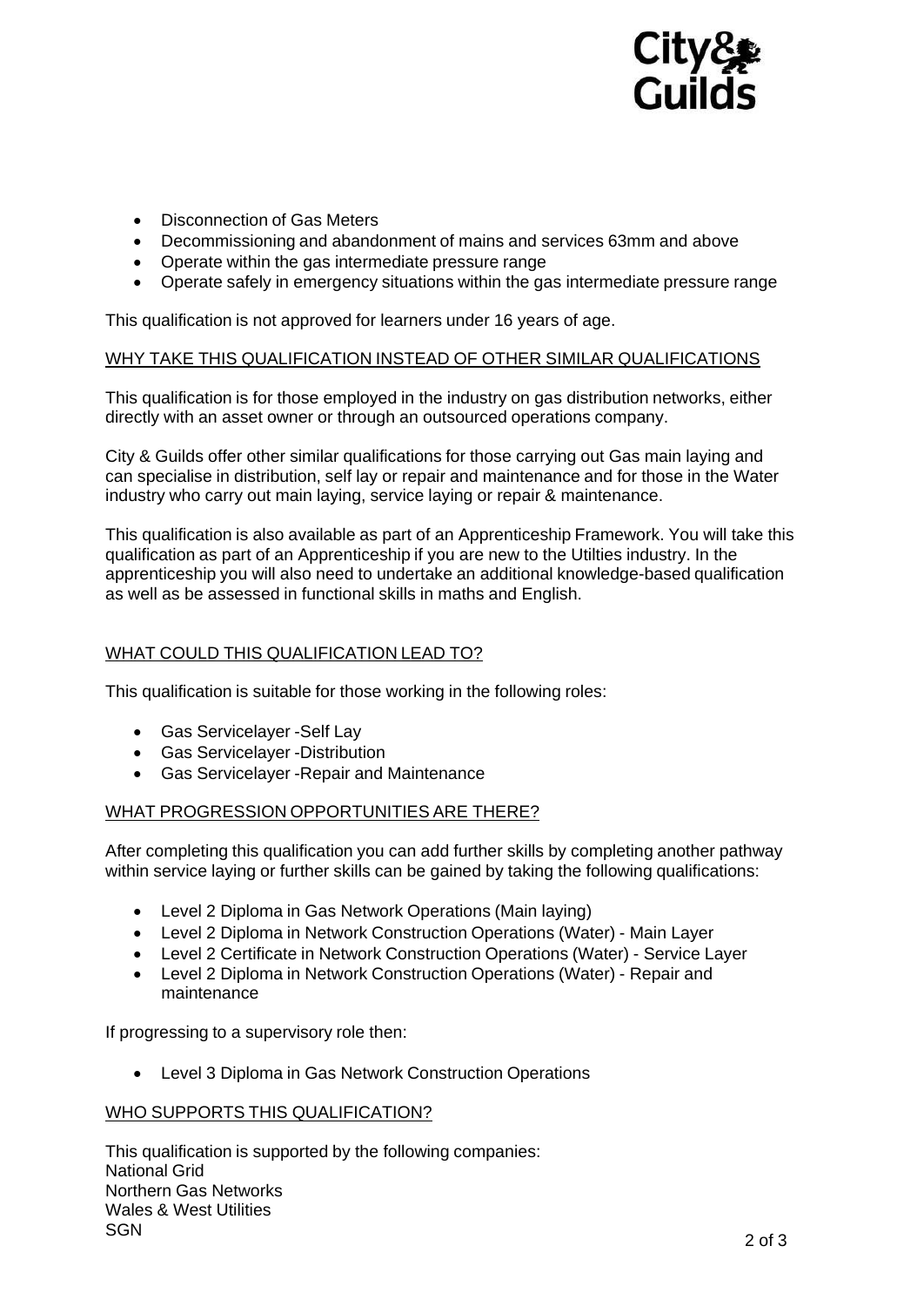- Disconnection of Gas Meters
- Decommissioning and abandonment of mains and services 63mm and above
- Operate within the gas intermediate pressure range
- Operate safely in emergency situations within the gas intermediate pressure range

This qualification is not approved for learners under 16 years of age.

## WHY TAKE THIS QUALIFICATION INSTEAD OF OTHER SIMILAR QUALIFICATIONS

This qualification is for those employed in the industry on gas distribution networks, either directly with an asset owner or through an outsourced operations company.

City & Guilds offer other similar qualifications for those carrying out Gas main laying and can specialise in distribution, self lay or repair and maintenance and for those in the Water industry who carry out main laying, service laying or repair & maintenance.

This qualification is also available as part of an Apprenticeship Framework. You will take this qualification as part of an Apprenticeship if you are new to the Utilties industry. In the apprenticeship you will also need to undertake an additional knowledge-based qualification as well as be assessed in functional skills in maths and English.

## WHAT COULD THIS QUALIFICATION LEAD TO?

This qualification is suitable for those working in the following roles:

- Gas Servicelayer -Self Lay
- Gas Servicelayer -Distribution
- Gas Servicelayer -Repair and Maintenance

## WHAT PROGRESSION OPPORTUNITIES ARE THERE?

After completing this qualification you can add further skills by completing another pathway within service laying or further skills can be gained by taking the following qualifications:

- Level 2 Diploma in Gas Network Operations (Main laying)
- Level 2 Diploma in Network Construction Operations (Water) - Main Layer
- Level 2 Certificate in Network Construction Operations (Water) - Service Layer
- Level 2 Diploma in Network Construction Operations (Water) - Repair and maintenance

If progressing to a supervisory role then:

- Level 3 Diploma in Gas Network Construction Operations

## WHO SUPPORTS THIS QUALIFICATION?

This qualification is supported by the following companies:
National Grid
Northern Gas Networks
Wales & West Utilities
SGN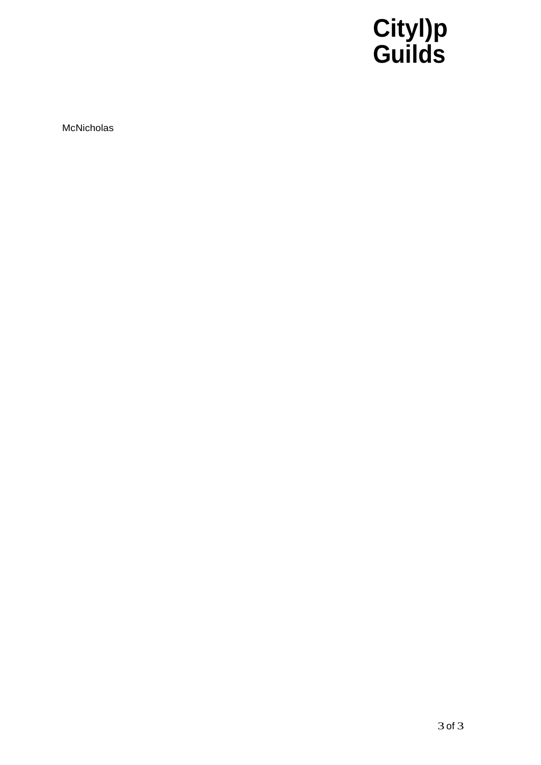McNicholas